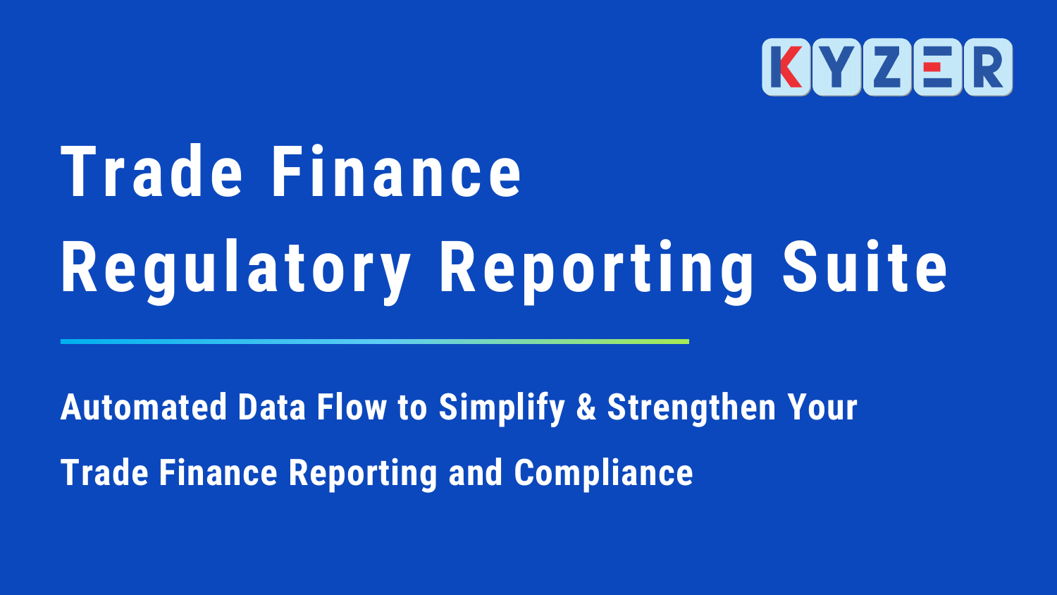KYZER

# Trade Finance Regulatory Reporting Suite

**Automated Data Flow to Simplify & Strengthen Your Trade Finance Reporting and Compliance**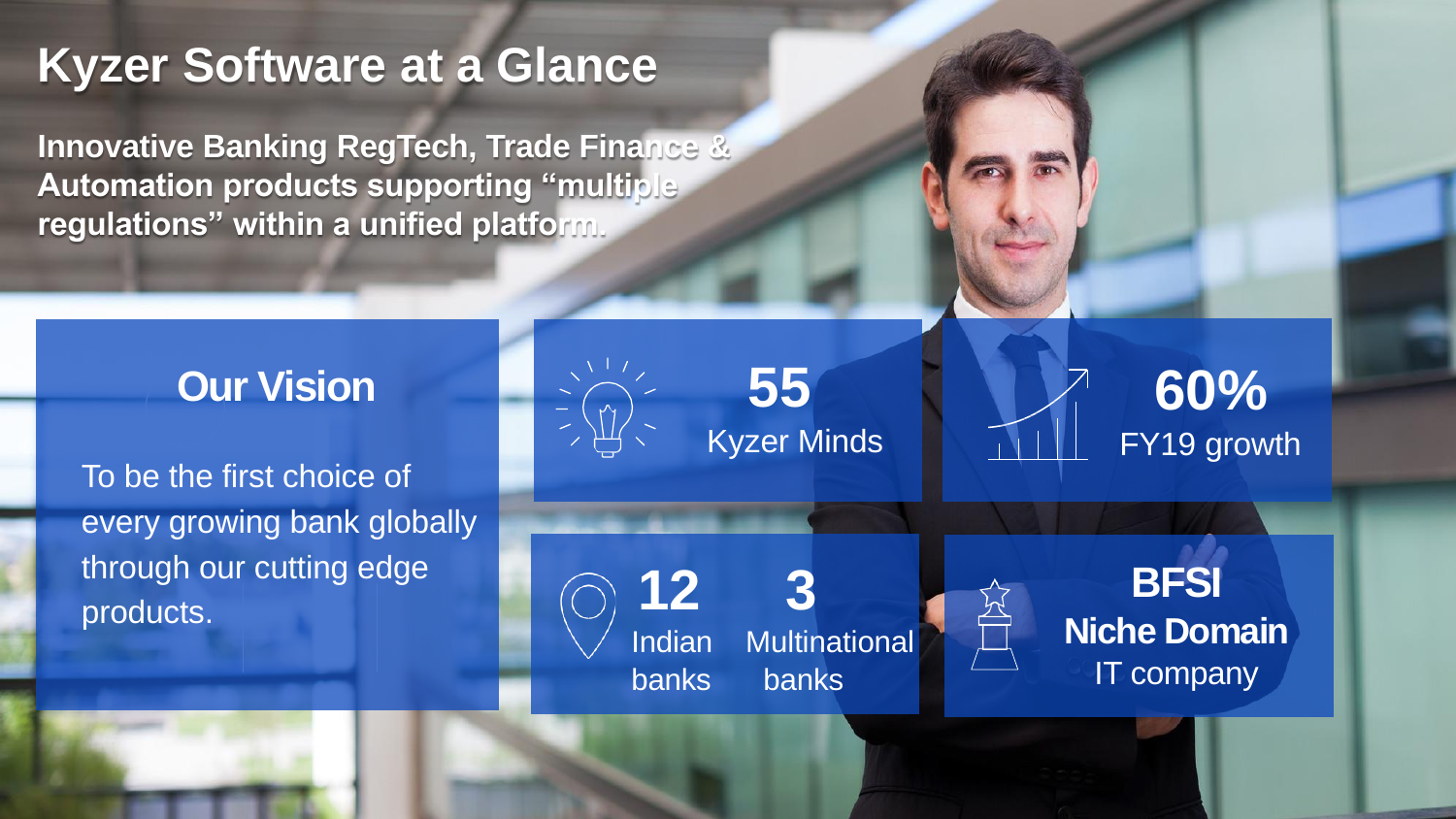# Kyzer Software at a Glance

**Innovative Banking RegTech, Trade Finance & Automation products supporting "multiple regulations" within a unified platform.**

## Our Vision

To be the first choice of every growing bank globally through our cutting edge products.

**55**
Kyzer Minds

**60%**
FY19 growth

**12**
Indian banks

**3**
Multinational banks

**BFSI**
**Niche Domain**
IT company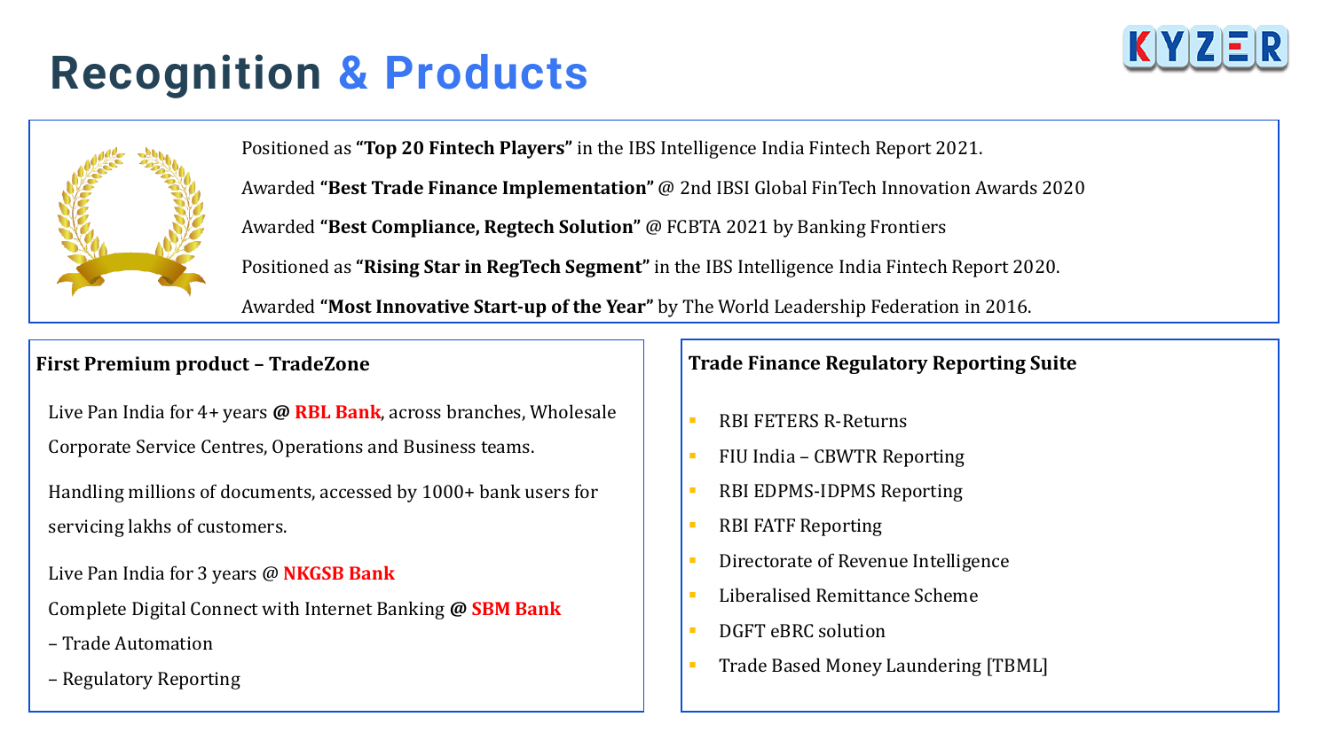# Recognition & Products

Positioned as **"Top 20 Fintech Players"** in the IBS Intelligence India Fintech Report 2021.

Awarded **"Best Trade Finance Implementation"** @ 2nd IBSI Global FinTech Innovation Awards 2020

Awarded **"Best Compliance, Regtech Solution"** @ FCBTA 2021 by Banking Frontiers

Positioned as **"Rising Star in RegTech Segment"** in the IBS Intelligence India Fintech Report 2020.

Awarded **"Most Innovative Start-up of the Year"** by The World Leadership Federation in 2016.

## First Premium product – TradeZone

Live Pan India for 4+ years **@ RBL Bank**, across branches, Wholesale Corporate Service Centres, Operations and Business teams.

Handling millions of documents, accessed by 1000+ bank users for servicing lakhs of customers.

Live Pan India for 3 years @ **NKGSB Bank**

Complete Digital Connect with Internet Banking **@ SBM Bank**

– Trade Automation

– Regulatory Reporting

## Trade Finance Regulatory Reporting Suite

- RBI FETERS R-Returns
- FIU India – CBWTR Reporting
- RBI EDPMS-IDPMS Reporting
- RBI FATF Reporting
- Directorate of Revenue Intelligence
- Liberalised Remittance Scheme
- DGFT eBRC solution
- Trade Based Money Laundering [TBML]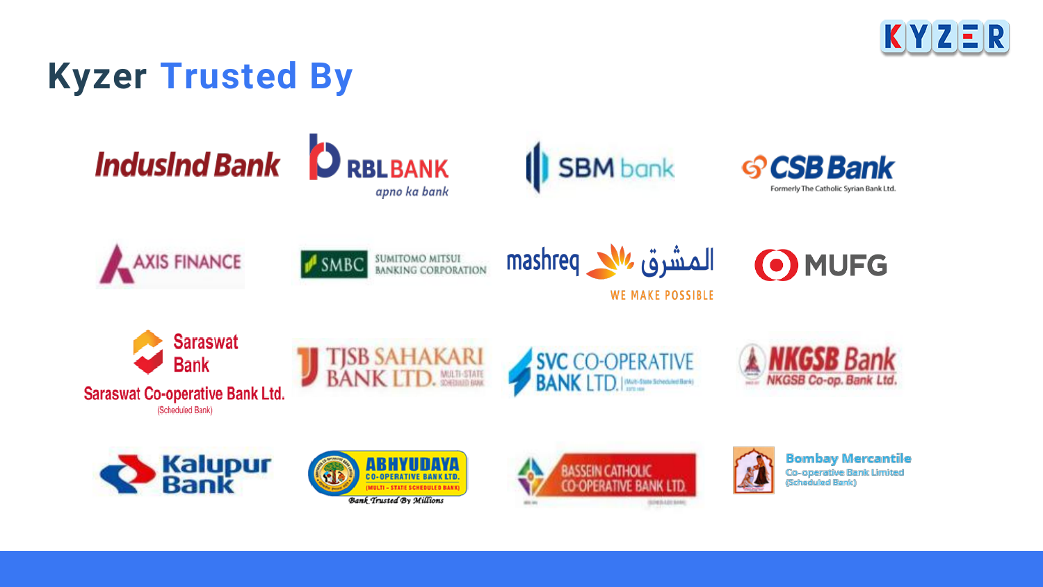# Kyzer Trusted By

IndusInd Bank

RBL BANK — apno ka bank

SBM bank

CSB Bank — Formerly The Catholic Syrian Bank Ltd.

AXIS FINANCE

SMBC — SUMITOMO MITSUI BANKING CORPORATION

mashreq المشرق — WE MAKE POSSIBLE

MUFG

Saraswat Bank — Saraswat Co-operative Bank Ltd. (Scheduled Bank)

TJSB SAHAKARI BANK LTD. — MULTI-STATE SCHEDULED BANK

SVC CO-OPERATIVE BANK LTD. (Multi-State Scheduled Bank)

NKGSB Bank — NKGSB Co-op. Bank Ltd.

Kalupur Bank

ABHYUDAYA CO-OPERATIVE BANK LTD. (MULTI - STATE SCHEDULED BANK) — Bank Trusted By Millions

BASSEIN CATHOLIC CO-OPERATIVE BANK LTD.

Bombay Mercantile Co-operative Bank Limited (Scheduled Bank)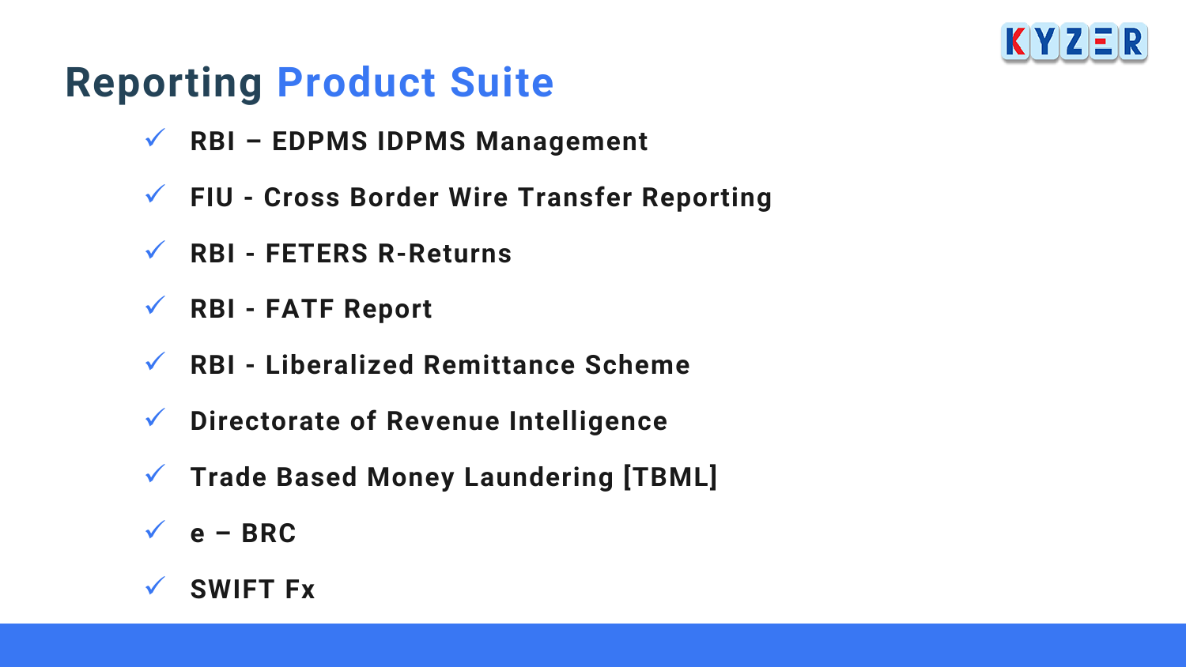# Reporting Product Suite

- ✓ RBI – EDPMS IDPMS Management
- ✓ FIU - Cross Border Wire Transfer Reporting
- ✓ RBI - FETERS R-Returns
- ✓ RBI - FATF Report
- ✓ RBI - Liberalized Remittance Scheme
- ✓ Directorate of Revenue Intelligence
- ✓ Trade Based Money Laundering [TBML]
- ✓ e – BRC
- ✓ SWIFT Fx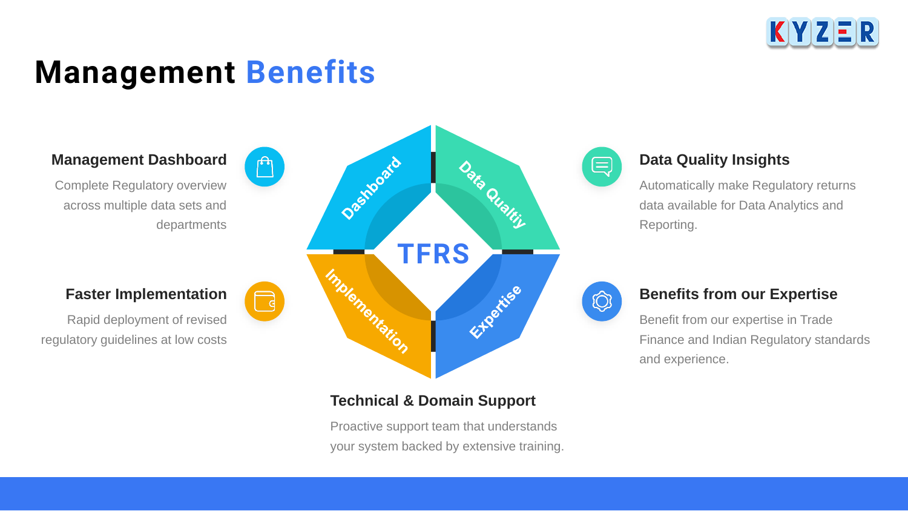# Management Benefits

### Management Dashboard

Complete Regulatory overview across multiple data sets and departments

### Faster Implementation

Rapid deployment of revised regulatory guidelines at low costs

Dashboard

Data Qualtiy

TFRS

Implementation

Expertise

### Data Quality Insights

Automatically make Regulatory returns data available for Data Analytics and Reporting.

### Benefits from our Expertise

Benefit from our expertise in Trade Finance and Indian Regulatory standards and experience.

### Technical & Domain Support

Proactive support team that understands your system backed by extensive training.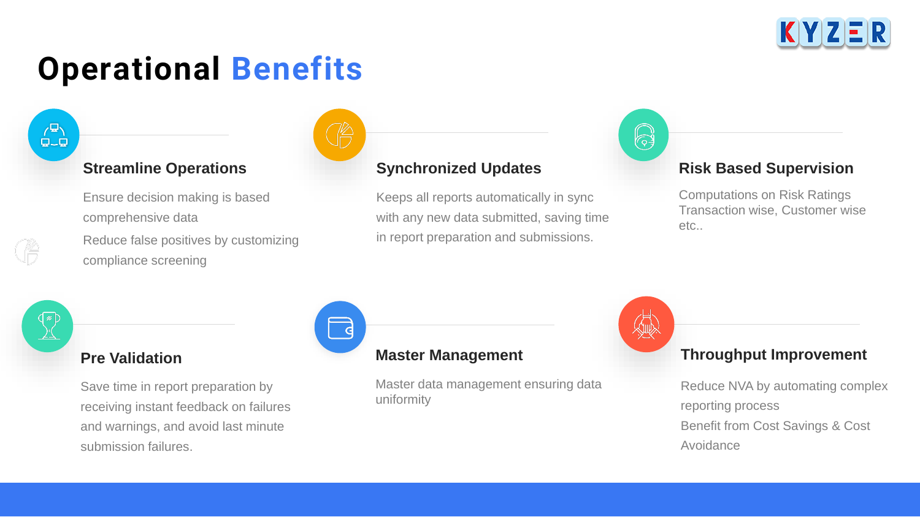# Operational Benefits

### Streamline Operations

Ensure decision making is based comprehensive data

Reduce false positives by customizing compliance screening

### Synchronized Updates

Keeps all reports automatically in sync with any new data submitted, saving time in report preparation and submissions.

### Risk Based Supervision

Computations on Risk Ratings Transaction wise, Customer wise etc..

### Pre Validation

Save time in report preparation by receiving instant feedback on failures and warnings, and avoid last minute submission failures.

### Master Management

Master data management ensuring data uniformity

### Throughput Improvement

Reduce NVA by automating complex reporting process

Benefit from Cost Savings & Cost Avoidance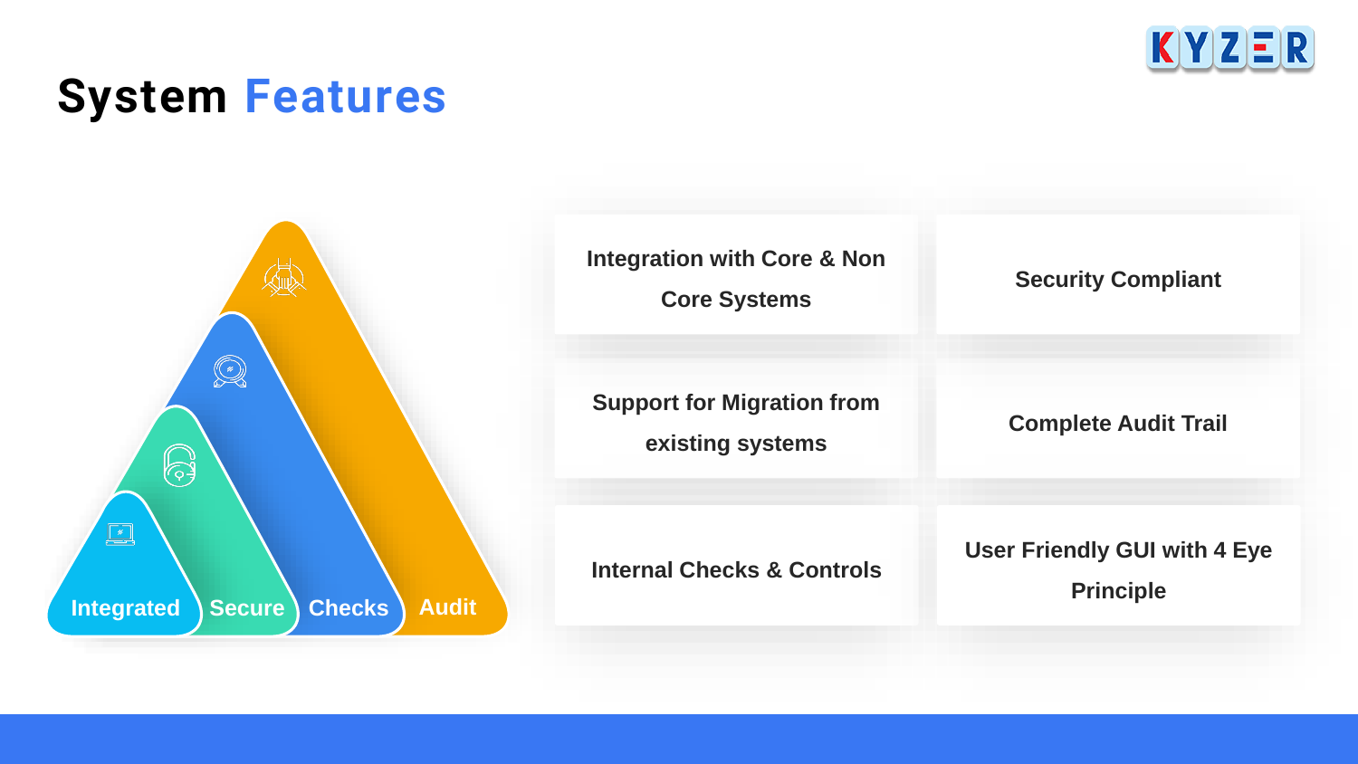# System Features

Integrated | Secure | Checks | Audit

- Integration with Core & Non Core Systems
- Security Compliant
- Support for Migration from existing systems
- Complete Audit Trail
- Internal Checks & Controls
- User Friendly GUI with 4 Eye Principle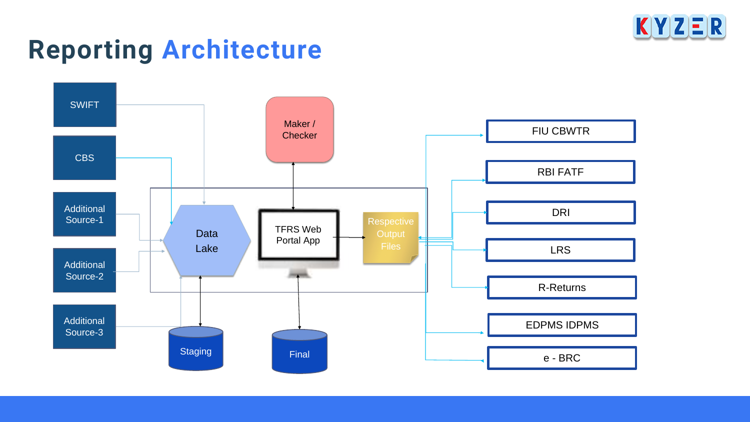# Reporting Architecture

SWIFT

CBS

Additional Source-1

Additional Source-2

Additional Source-3

Data Lake

Staging

Maker / Checker

TFRS Web Portal App

Final

Respective Output Files

FIU CBWTR

RBI FATF

DRI

LRS

R-Returns

EDPMS IDPMS

e - BRC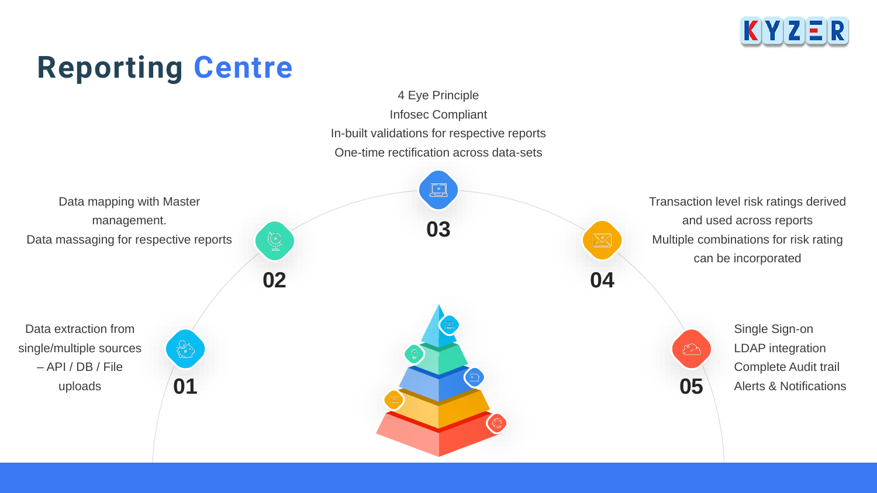# Reporting Centre

## 01

Data extraction from single/multiple sources – API / DB / File uploads

## 02

Data mapping with Master management.
Data massaging for respective reports

## 03

4 Eye Principle
Infosec Compliant
In-built validations for respective reports
One-time rectification across data-sets

## 04

Transaction level risk ratings derived and used across reports
Multiple combinations for risk rating can be incorporated

## 05

Single Sign-on
LDAP integration
Complete Audit trail
Alerts & Notifications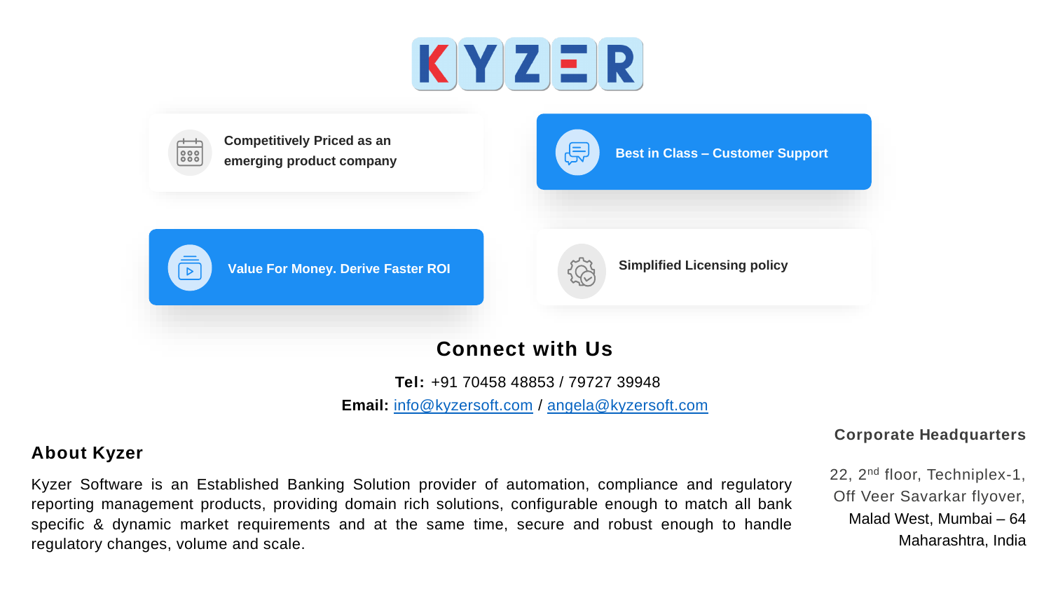KYZER

**Competitively Priced as an emerging product company**

**Best in Class – Customer Support**

**Value For Money. Derive Faster ROI**

**Simplified Licensing policy**

## Connect with Us

**Tel:** +91 70458 48853 / 79727 39948

**Email:** info@kyzersoft.com / angela@kyzersoft.com

## About Kyzer

Kyzer Software is an Established Banking Solution provider of automation, compliance and regulatory reporting management products, providing domain rich solutions, configurable enough to match all bank specific & dynamic market requirements and at the same time, secure and robust enough to handle regulatory changes, volume and scale.

**Corporate Headquarters**

22, 2nd floor, Techniplex-1,
Off Veer Savarkar flyover,
Malad West, Mumbai – 64
Maharashtra, India